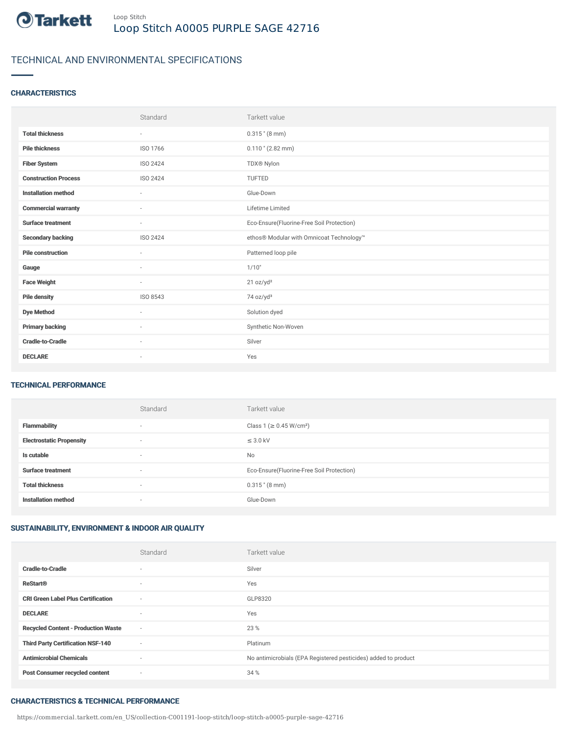Loop Stitch

# Loop Stitch A0005 PURPLE SAGE 42716

## TECHNICAL AND ENVIRONMENTAL SPECIFICATIONS

### CHARACTERISTICS

| | Standard | Tarkett value |
|---|---|---|
| **Total thickness** | - | 0.315 " (8 mm) |
| **Pile thickness** | ISO 1766 | 0.110 " (2.82 mm) |
| **Fiber System** | ISO 2424 | TDX® Nylon |
| **Construction Process** | ISO 2424 | TUFTED |
| **Installation method** | - | Glue-Down |
| **Commercial warranty** | - | Lifetime Limited |
| **Surface treatment** | - | Eco-Ensure(Fluorine-Free Soil Protection) |
| **Secondary backing** | ISO 2424 | ethos® Modular with Omnicoat Technology™ |
| **Pile construction** | - | Patterned loop pile |
| **Gauge** | - | 1/10" |
| **Face Weight** | - | 21 oz/yd² |
| **Pile density** | ISO 8543 | 74 oz/yd³ |
| **Dye Method** | - | Solution dyed |
| **Primary backing** | - | Synthetic Non-Woven |
| **Cradle-to-Cradle** | - | Silver |
| **DECLARE** | - | Yes |

### TECHNICAL PERFORMANCE

| | Standard | Tarkett value |
|---|---|---|
| **Flammability** | - | Class 1 (≥ 0.45 W/cm²) |
| **Electrostatic Propensity** | - | ≤ 3.0 kV |
| **Is cutable** | - | No |
| **Surface treatment** | - | Eco-Ensure(Fluorine-Free Soil Protection) |
| **Total thickness** | - | 0.315 " (8 mm) |
| **Installation method** | - | Glue-Down |

### SUSTAINABILITY, ENVIRONMENT & INDOOR AIR QUALITY

| | Standard | Tarkett value |
|---|---|---|
| **Cradle-to-Cradle** | - | Silver |
| **ReStart®** | - | Yes |
| **CRI Green Label Plus Certification** | - | GLP8320 |
| **DECLARE** | - | Yes |
| **Recycled Content - Production Waste** | - | 23 % |
| **Third Party Certification NSF-140** | - | Platinum |
| **Antimicrobial Chemicals** | - | No antimicrobials (EPA Registered pesticides) added to product |
| **Post Consumer recycled content** | - | 34 % |

### CHARACTERISTICS & TECHNICAL PERFORMANCE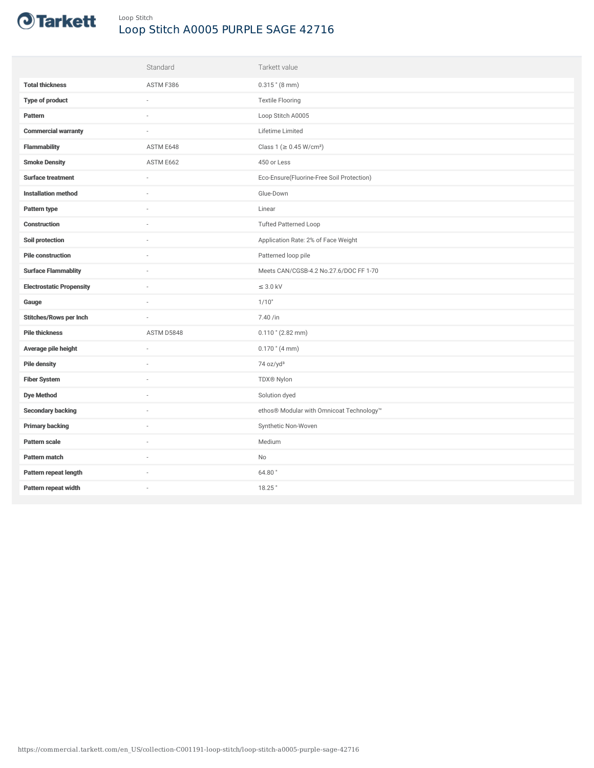Loop Stitch

# Loop Stitch A0005 PURPLE SAGE 42716

| | Standard | Tarkett value |
|---|---|---|
| **Total thickness** | ASTM F386 | 0.315 " (8 mm) |
| **Type of product** | - | Textile Flooring |
| **Pattern** | - | Loop Stitch A0005 |
| **Commercial warranty** | - | Lifetime Limited |
| **Flammability** | ASTM E648 | Class 1 (≥ 0.45 W/cm²) |
| **Smoke Density** | ASTM E662 | 450 or Less |
| **Surface treatment** | - | Eco-Ensure(Fluorine-Free Soil Protection) |
| **Installation method** | - | Glue-Down |
| **Pattern type** | - | Linear |
| **Construction** | - | Tufted Patterned Loop |
| **Soil protection** | - | Application Rate: 2% of Face Weight |
| **Pile construction** | - | Patterned loop pile |
| **Surface Flammablity** | - | Meets CAN/CGSB-4.2 No.27.6/DOC FF 1-70 |
| **Electrostatic Propensity** | - | ≤ 3.0 kV |
| **Gauge** | - | 1/10" |
| **Stitches/Rows per Inch** | - | 7.40 /in |
| **Pile thickness** | ASTM D5848 | 0.110 " (2.82 mm) |
| **Average pile height** | - | 0.170 " (4 mm) |
| **Pile density** | - | 74 oz/yd³ |
| **Fiber System** | - | TDX® Nylon |
| **Dye Method** | - | Solution dyed |
| **Secondary backing** | - | ethos® Modular with Omnicoat Technology™ |
| **Primary backing** | - | Synthetic Non-Woven |
| **Pattern scale** | - | Medium |
| **Pattern match** | - | No |
| **Pattern repeat length** | - | 64.80 " |
| **Pattern repeat width** | - | 18.25 " |

https://commercial.tarkett.com/en_US/collection-C001191-loop-stitch/loop-stitch-a0005-purple-sage-42716